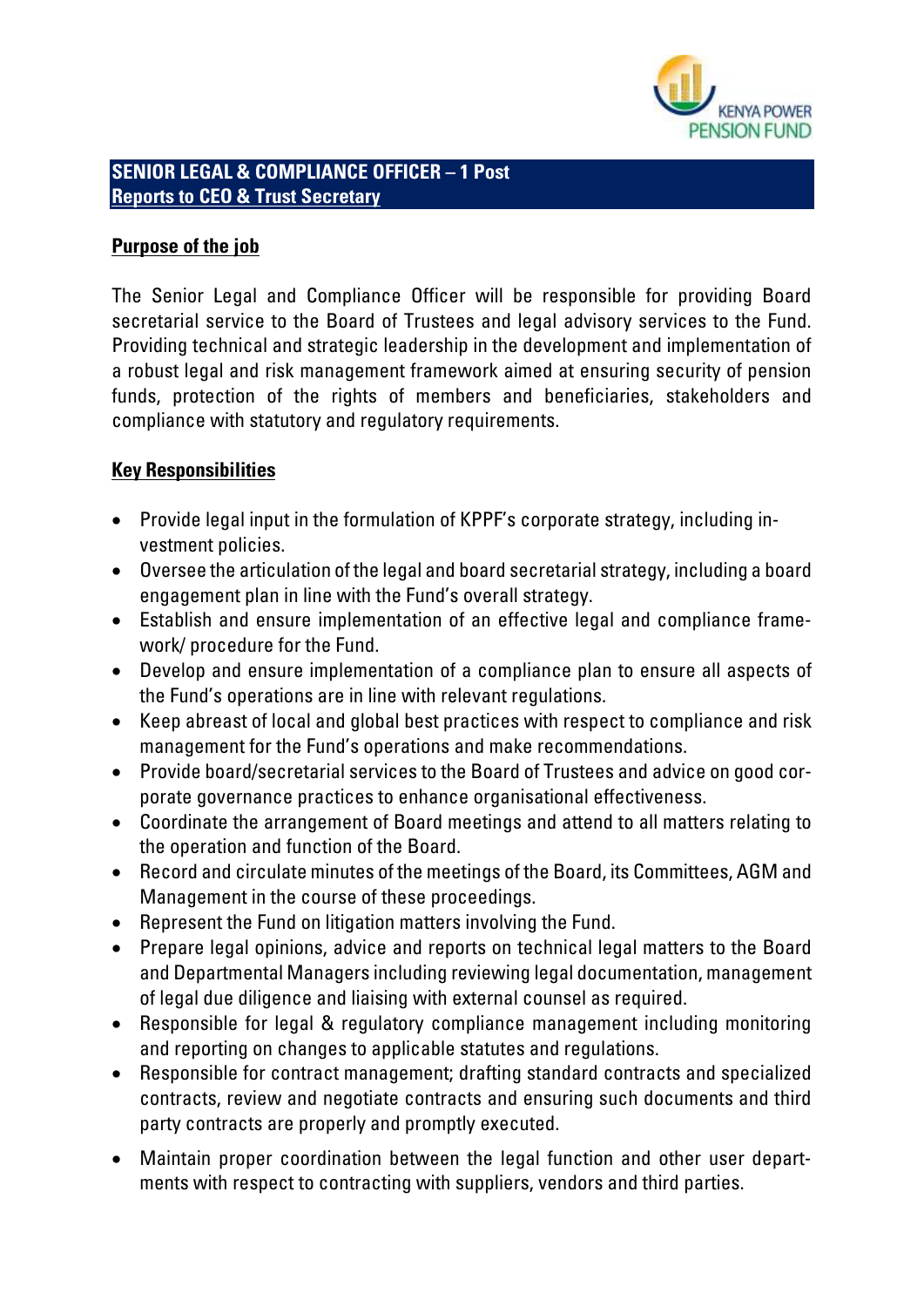KENYA POWER PENSION FUND

## SENIOR LEGAL & COMPLIANCE OFFICER – 1 Post
**Reports to CEO & Trust Secretary**

### Purpose of the job

The Senior Legal and Compliance Officer will be responsible for providing Board secretarial service to the Board of Trustees and legal advisory services to the Fund. Providing technical and strategic leadership in the development and implementation of a robust legal and risk management framework aimed at ensuring security of pension funds, protection of the rights of members and beneficiaries, stakeholders and compliance with statutory and regulatory requirements.

### Key Responsibilities

- Provide legal input in the formulation of KPPF's corporate strategy, including investment policies.
- Oversee the articulation of the legal and board secretarial strategy, including a board engagement plan in line with the Fund's overall strategy.
- Establish and ensure implementation of an effective legal and compliance framework/ procedure for the Fund.
- Develop and ensure implementation of a compliance plan to ensure all aspects of the Fund's operations are in line with relevant regulations.
- Keep abreast of local and global best practices with respect to compliance and risk management for the Fund's operations and make recommendations.
- Provide board/secretarial services to the Board of Trustees and advice on good corporate governance practices to enhance organisational effectiveness.
- Coordinate the arrangement of Board meetings and attend to all matters relating to the operation and function of the Board.
- Record and circulate minutes of the meetings of the Board, its Committees, AGM and Management in the course of these proceedings.
- Represent the Fund on litigation matters involving the Fund.
- Prepare legal opinions, advice and reports on technical legal matters to the Board and Departmental Managers including reviewing legal documentation, management of legal due diligence and liaising with external counsel as required.
- Responsible for legal & regulatory compliance management including monitoring and reporting on changes to applicable statutes and regulations.
- Responsible for contract management; drafting standard contracts and specialized contracts, review and negotiate contracts and ensuring such documents and third party contracts are properly and promptly executed.
- Maintain proper coordination between the legal function and other user departments with respect to contracting with suppliers, vendors and third parties.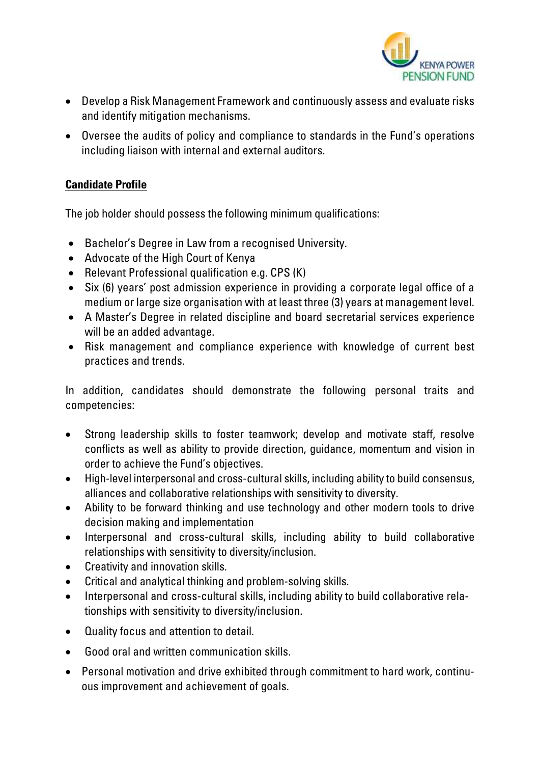- Develop a Risk Management Framework and continuously assess and evaluate risks and identify mitigation mechanisms.
- Oversee the audits of policy and compliance to standards in the Fund's operations including liaison with internal and external auditors.

**Candidate Profile**

The job holder should possess the following minimum qualifications:

- Bachelor's Degree in Law from a recognised University.
- Advocate of the High Court of Kenya
- Relevant Professional qualification e.g. CPS (K)
- Six (6) years' post admission experience in providing a corporate legal office of a medium or large size organisation with at least three (3) years at management level.
- A Master's Degree in related discipline and board secretarial services experience will be an added advantage.
- Risk management and compliance experience with knowledge of current best practices and trends.

In addition, candidates should demonstrate the following personal traits and competencies:

- Strong leadership skills to foster teamwork; develop and motivate staff, resolve conflicts as well as ability to provide direction, guidance, momentum and vision in order to achieve the Fund's objectives.
- High-level interpersonal and cross-cultural skills, including ability to build consensus, alliances and collaborative relationships with sensitivity to diversity.
- Ability to be forward thinking and use technology and other modern tools to drive decision making and implementation
- Interpersonal and cross-cultural skills, including ability to build collaborative relationships with sensitivity to diversity/inclusion.
- Creativity and innovation skills.
- Critical and analytical thinking and problem-solving skills.
- Interpersonal and cross-cultural skills, including ability to build collaborative relationships with sensitivity to diversity/inclusion.
- Quality focus and attention to detail.
- Good oral and written communication skills.
- Personal motivation and drive exhibited through commitment to hard work, continuous improvement and achievement of goals.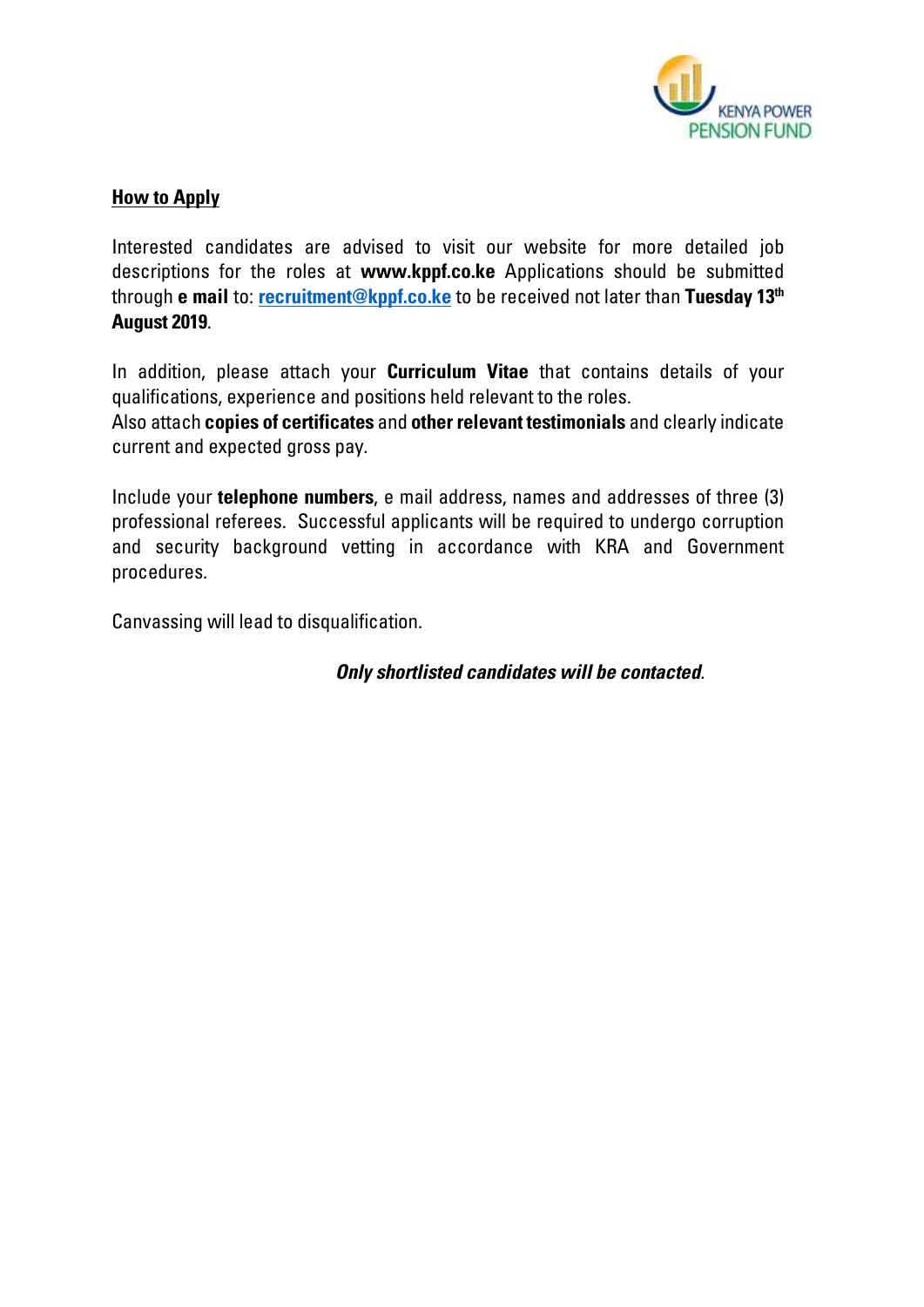## How to Apply

Interested candidates are advised to visit our website for more detailed job descriptions for the roles at **www.kppf.co.ke** Applications should be submitted through **e mail** to: **recruitment@kppf.co.ke** to be received not later than **Tuesday 13th August 2019**.

In addition, please attach your **Curriculum Vitae** that contains details of your qualifications, experience and positions held relevant to the roles.
Also attach **copies of certificates** and **other relevant testimonials** and clearly indicate current and expected gross pay.

Include your **telephone numbers**, e mail address, names and addresses of three (3) professional referees. Successful applicants will be required to undergo corruption and security background vetting in accordance with KRA and Government procedures.

Canvassing will lead to disqualification.

***Only shortlisted candidates will be contacted***.